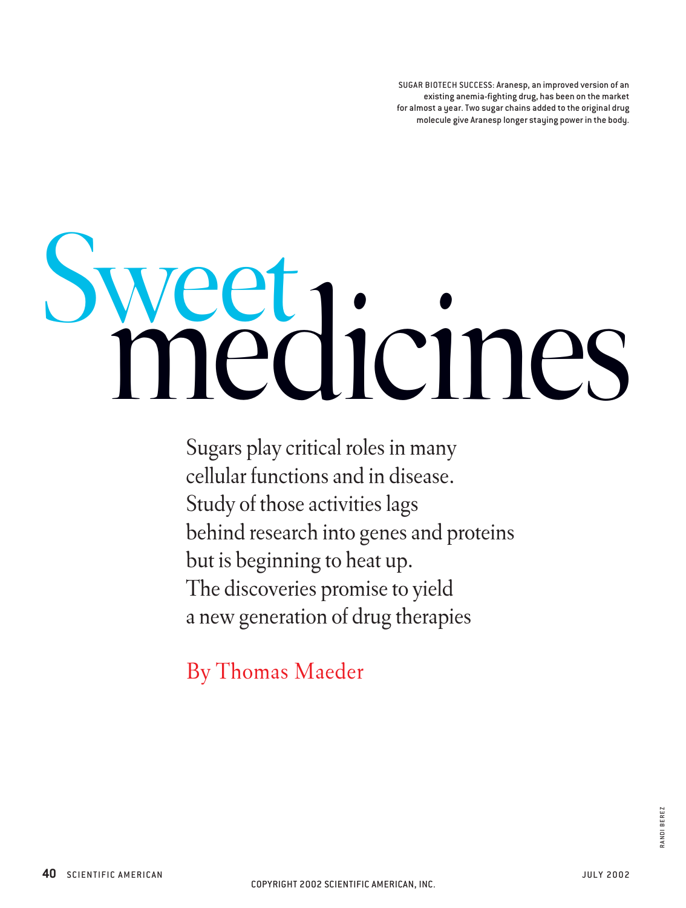SUGAR BIOTECH SUCCESS: Aranesp, an improved version of an existing anemia-fighting drug, has been on the market for almost a year. Two sugar chains added to the original drug molecule give Aranesp longer staying power in the body.

# Sweet medicines

Sugars play critical roles in many cellular functions and in disease. Study of those activities lags behind research into genes and proteins but is beginning to heat up. The discoveries promise to yield a new generation of drug therapies

By Thomas Maeder

RANDI BEREZ

COPYRIGHT 2002 SCIENTIFIC AMERICAN, INC.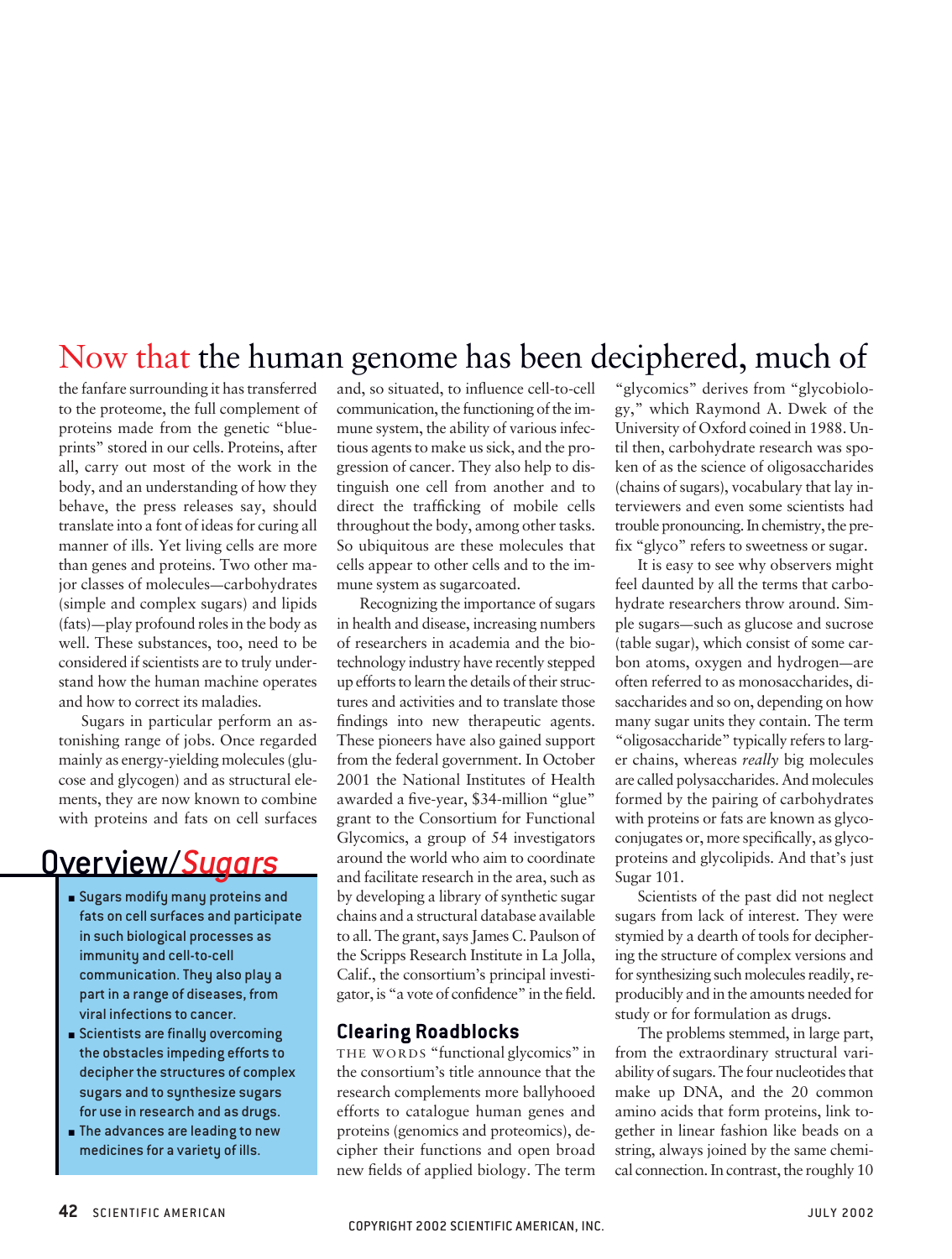Now that the human genome has been deciphered, much of the fanfare surrounding it has transferred to the proteome, the full complement of proteins made from the genetic "blueprints" stored in our cells. Proteins, after all, carry out most of the work in the body, and an understanding of how they behave, the press releases say, should translate into a font of ideas for curing all manner of ills. Yet living cells are more than genes and proteins. Two other major classes of molecules—carbohydrates (simple and complex sugars) and lipids (fats)—play profound roles in the body as well. These substances, too, need to be considered if scientists are to truly understand how the human machine operates and how to correct its maladies.

Sugars in particular perform an astonishing range of jobs. Once regarded mainly as energy-yielding molecules (glucose and glycogen) and as structural elements, they are now known to combine with proteins and fats on cell surfaces and, so situated, to influence cell-to-cell communication, the functioning of the immune system, the ability of various infectious agents to make us sick, and the progression of cancer. They also help to distinguish one cell from another and to direct the trafficking of mobile cells throughout the body, among other tasks. So ubiquitous are these molecules that cells appear to other cells and to the immune system as sugarcoated.

Recognizing the importance of sugars in health and disease, increasing numbers of researchers in academia and the biotechnology industry have recently stepped up efforts to learn the details of their structures and activities and to translate those findings into new therapeutic agents. These pioneers have also gained support from the federal government. In October 2001 the National Institutes of Health awarded a five-year, $34-million "glue" grant to the Consortium for Functional Glycomics, a group of 54 investigators around the world who aim to coordinate and facilitate research in the area, such as by developing a library of synthetic sugar chains and a structural database available to all. The grant, says James C. Paulson of the Scripps Research Institute in La Jolla, Calif., the consortium's principal investigator, is "a vote of confidence" in the field.

## Overview/*Sugars*

- Sugars modify many proteins and fats on cell surfaces and participate in such biological processes as immunity and cell-to-cell communication. They also play a part in a range of diseases, from viral infections to cancer.
- Scientists are finally overcoming the obstacles impeding efforts to decipher the structures of complex sugars and to synthesize sugars for use in research and as drugs.
- The advances are leading to new medicines for a variety of ills.

## Clearing Roadblocks

THE WORDS "functional glycomics" in the consortium's title announce that the research complements more ballyhooed efforts to catalogue human genes and proteins (genomics and proteomics), decipher their functions and open broad new fields of applied biology. The term "glycomics" derives from "glycobiology," which Raymond A. Dwek of the University of Oxford coined in 1988. Until then, carbohydrate research was spoken of as the science of oligosaccharides (chains of sugars), vocabulary that lay interviewers and even some scientists had trouble pronouncing. In chemistry, the prefix "glyco" refers to sweetness or sugar.

It is easy to see why observers might feel daunted by all the terms that carbohydrate researchers throw around. Simple sugars—such as glucose and sucrose (table sugar), which consist of some carbon atoms, oxygen and hydrogen—are often referred to as monosaccharides, disaccharides and so on, depending on how many sugar units they contain. The term "oligosaccharide" typically refers to larger chains, whereas *really* big molecules are called polysaccharides. And molecules formed by the pairing of carbohydrates with proteins or fats are known as glycoconjugates or, more specifically, as glycoproteins and glycolipids. And that's just Sugar 101.

Scientists of the past did not neglect sugars from lack of interest. They were stymied by a dearth of tools for deciphering the structure of complex versions and for synthesizing such molecules readily, reproducibly and in the amounts needed for study or for formulation as drugs.

The problems stemmed, in large part, from the extraordinary structural variability of sugars. The four nucleotides that make up DNA, and the 20 common amino acids that form proteins, link together in linear fashion like beads on a string, always joined by the same chemical connection. In contrast, the roughly 10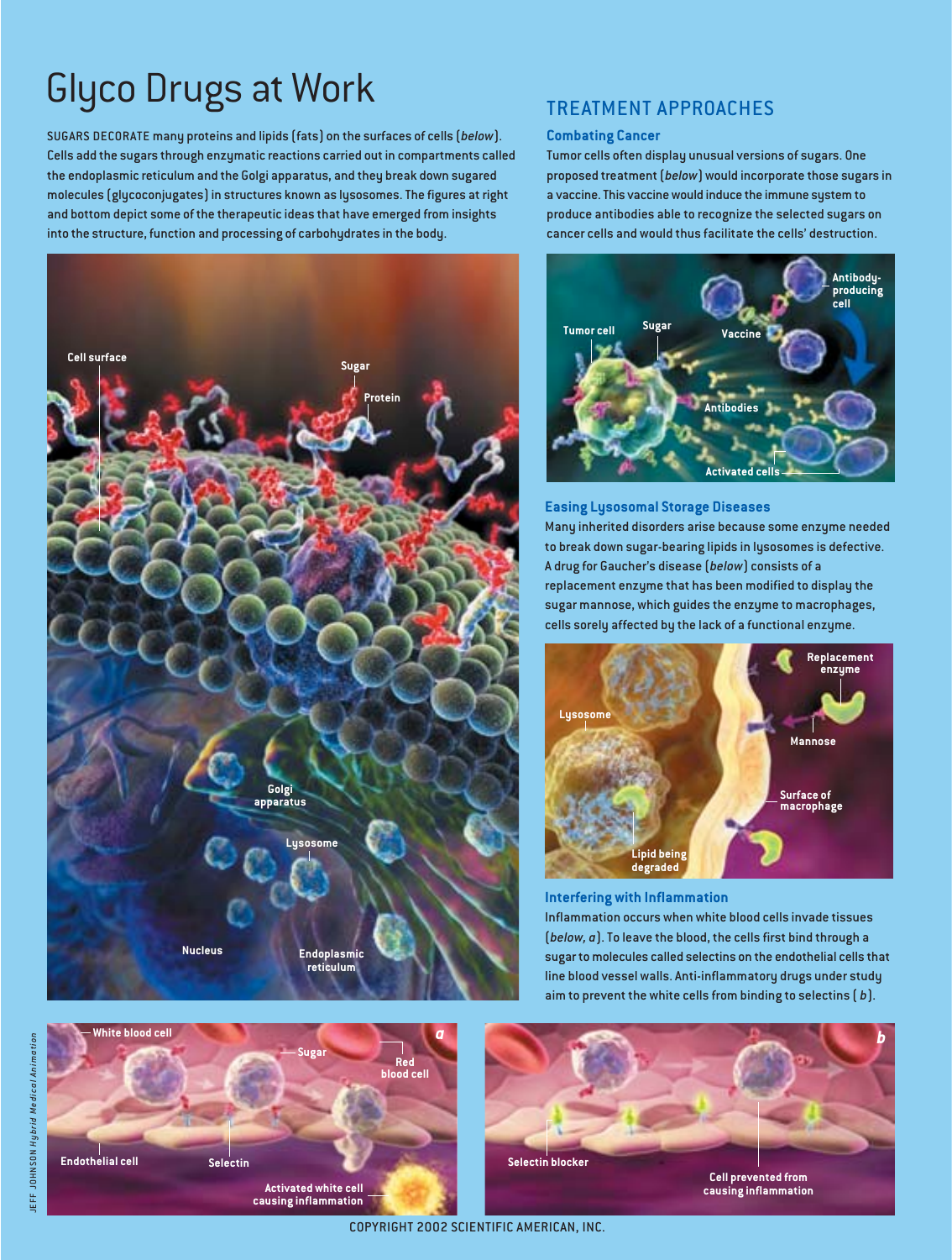# Glyco Drugs at Work

SUGARS DECORATE many proteins and lipids (fats) on the surfaces of cells (*below*). Cells add the sugars through enzymatic reactions carried out in compartments called the endoplasmic reticulum and the Golgi apparatus, and they break down sugared molecules (glycoconjugates) in structures known as lysosomes. The figures at right and bottom depict some of the therapeutic ideas that have emerged from insights into the structure, function and processing of carbohydrates in the body.

## TREATMENT APPROACHES

### Combating Cancer

Tumor cells often display unusual versions of sugars. One proposed treatment (*below*) would incorporate those sugars in a vaccine. This vaccine would induce the immune system to produce antibodies able to recognize the selected sugars on cancer cells and would thus facilitate the cells' destruction.

### Easing Lysosomal Storage Diseases

Many inherited disorders arise because some enzyme needed to break down sugar-bearing lipids in lysosomes is defective. A drug for Gaucher's disease (*below*) consists of a replacement enzyme that has been modified to display the sugar mannose, which guides the enzyme to macrophages, cells sorely affected by the lack of a functional enzyme.

### Interfering with Inflammation

Inflammation occurs when white blood cells invade tissues (*below, a*). To leave the blood, the cells first bind through a sugar to molecules called selectins on the endothelial cells that line blood vessel walls. Anti-inflammatory drugs under study aim to prevent the white cells from binding to selectins (*b*).

JEFF JOHNSON *Hybrid Medical Animation*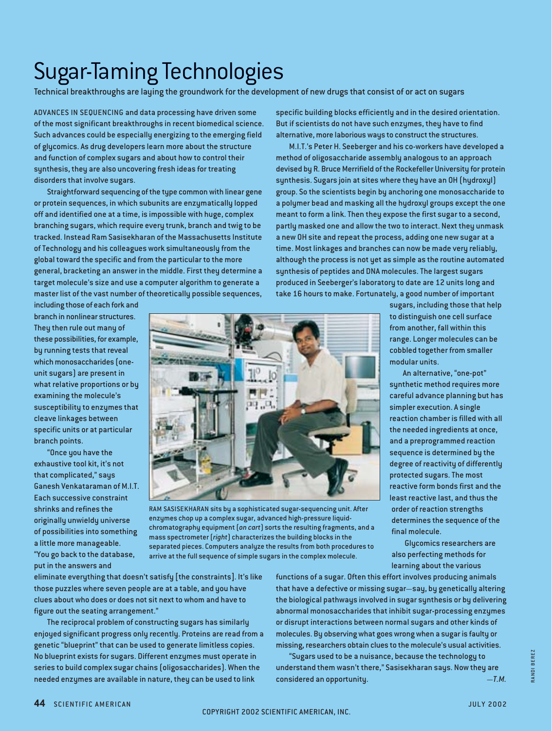# Sugar-Taming Technologies

Technical breakthroughs are laying the groundwork for the development of new drugs that consist of or act on sugars

ADVANCES IN SEQUENCING and data processing have driven some of the most significant breakthroughs in recent biomedical science. Such advances could be especially energizing to the emerging field of glycomics. As drug developers learn more about the structure and function of complex sugars and about how to control their synthesis, they are also uncovering fresh ideas for treating disorders that involve sugars.

Straightforward sequencing of the type common with linear gene or protein sequences, in which subunits are enzymatically lopped off and identified one at a time, is impossible with huge, complex branching sugars, which require every trunk, branch and twig to be tracked. Instead Ram Sasisekharan of the Massachusetts Institute of Technology and his colleagues work simultaneously from the global toward the specific and from the particular to the more general, bracketing an answer in the middle. First they determine a target molecule's size and use a computer algorithm to generate a master list of the vast number of theoretically possible sequences, including those of each fork and branch in nonlinear structures. They then rule out many of these possibilities, for example, by running tests that reveal which monosaccharides (one-unit sugars) are present in what relative proportions or by examining the molecule's susceptibility to enzymes that cleave linkages between specific units or at particular branch points.

"Once you have the exhaustive tool kit, it's not that complicated," says Ganesh Venkataraman of M.I.T. Each successive constraint shrinks and refines the originally unwieldy universe of possibilities into something a little more manageable. "You go back to the database, put in the answers and eliminate everything that doesn't satisfy [the constraints]. It's like those puzzles where seven people are at a table, and you have clues about who does or does not sit next to whom and have to figure out the seating arrangement."

The reciprocal problem of constructing sugars has similarly enjoyed significant progress only recently. Proteins are read from a genetic "blueprint" that can be used to generate limitless copies. No blueprint exists for sugars. Different enzymes must operate in series to build complex sugar chains (oligosaccharides). When the needed enzymes are available in nature, they can be used to link specific building blocks efficiently and in the desired orientation. But if scientists do not have such enzymes, they have to find alternative, more laborious ways to construct the structures.

M.I.T.'s Peter H. Seeberger and his co-workers have developed a method of oligosaccharide assembly analogous to an approach devised by R. Bruce Merrifield of the Rockefeller University for protein synthesis. Sugars join at sites where they have an OH (hydroxyl) group. So the scientists begin by anchoring one monosaccharide to a polymer bead and masking all the hydroxyl groups except the one meant to form a link. Then they expose the first sugar to a second, partly masked one and allow the two to interact. Next they unmask a new OH site and repeat the process, adding one new sugar at a time. Most linkages and branches can now be made very reliably, although the process is not yet as simple as the routine automated synthesis of peptides and DNA molecules. The largest sugars produced in Seeberger's laboratory to date are 12 units long and take 16 hours to make. Fortunately, a good number of important sugars, including those that help to distinguish one cell surface from another, fall within this range. Longer molecules can be cobbled together from smaller modular units.

An alternative, "one-pot" synthetic method requires more careful advance planning but has simpler execution. A single reaction chamber is filled with all the needed ingredients at once, and a preprogrammed reaction sequence is determined by the degree of reactivity of differently protected sugars. The most reactive form bonds first and the least reactive last, and thus the order of reaction strengths determines the sequence of the final molecule.

RAM SASISEKHARAN sits by a sophisticated sugar-sequencing unit. After enzymes chop up a complex sugar, advanced high-pressure liquid-chromatography equipment (*on cart*) sorts the resulting fragments, and a mass spectrometer (*right*) characterizes the building blocks in the separated pieces. Computers analyze the results from both procedures to arrive at the full sequence of simple sugars in the complex molecule.

Glycomics researchers are also perfecting methods for learning about the various functions of a sugar. Often this effort involves producing animals that have a defective or missing sugar—say, by genetically altering the biological pathways involved in sugar synthesis or by delivering abnormal monosaccharides that inhibit sugar-processing enzymes or disrupt interactions between normal sugars and other kinds of molecules. By observing what goes wrong when a sugar is faulty or missing, researchers obtain clues to the molecule's usual activities.

"Sugars used to be a nuisance, because the technology to understand them wasn't there," Sasisekharan says. Now they are considered an opportunity. —*T.M.*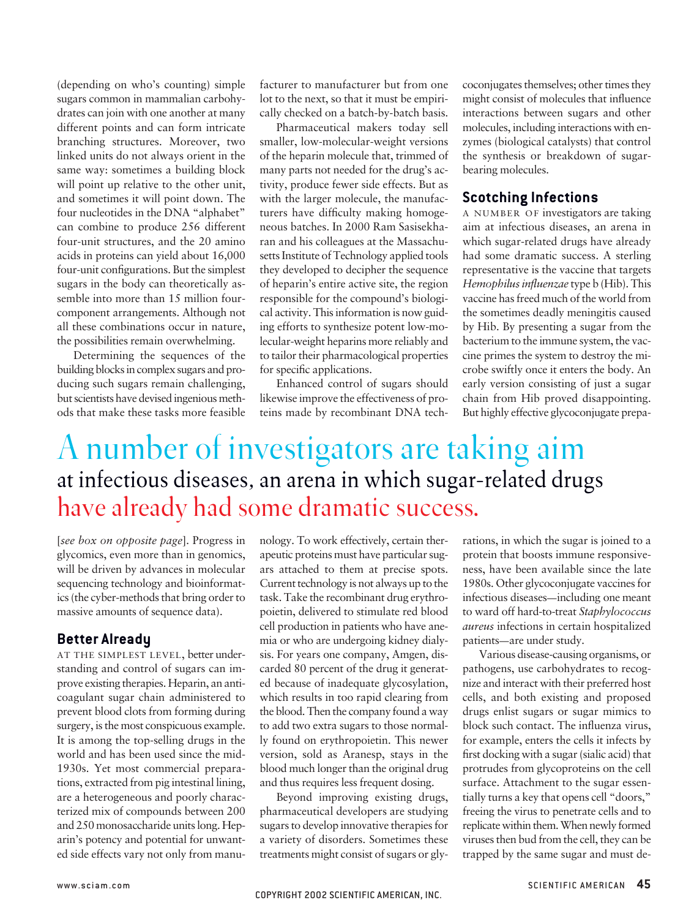(depending on who's counting) simple sugars common in mammalian carbohydrates can join with one another at many different points and can form intricate branching structures. Moreover, two linked units do not always orient in the same way: sometimes a building block will point up relative to the other unit, and sometimes it will point down. The four nucleotides in the DNA "alphabet" can combine to produce 256 different four-unit structures, and the 20 amino acids in proteins can yield about 16,000 four-unit configurations. But the simplest sugars in the body can theoretically assemble into more than 15 million four-component arrangements. Although not all these combinations occur in nature, the possibilities remain overwhelming.

Determining the sequences of the building blocks in complex sugars and producing such sugars remain challenging, but scientists have devised ingenious methods that make these tasks more feasible [*see box on opposite page*]. Progress in glycomics, even more than in genomics, will be driven by advances in molecular sequencing technology and bioinformatics (the cyber-methods that bring order to massive amounts of sequence data).

## Better Already

AT THE SIMPLEST LEVEL, better understanding and control of sugars can improve existing therapies. Heparin, an anticoagulant sugar chain administered to prevent blood clots from forming during surgery, is the most conspicuous example. It is among the top-selling drugs in the world and has been used since the mid-1930s. Yet most commercial preparations, extracted from pig intestinal lining, are a heterogeneous and poorly characterized mix of compounds between 200 and 250 monosaccharide units long. Heparin's potency and potential for unwanted side effects vary not only from manufacturer to manufacturer but from one lot to the next, so that it must be empirically checked on a batch-by-batch basis.

Pharmaceutical makers today sell smaller, low-molecular-weight versions of the heparin molecule that, trimmed of many parts not needed for the drug's activity, produce fewer side effects. But as with the larger molecule, the manufacturers have difficulty making homogeneous batches. In 2000 Ram Sasisekharan and his colleagues at the Massachusetts Institute of Technology applied tools they developed to decipher the sequence of heparin's entire active site, the region responsible for the compound's biological activity. This information is now guiding efforts to synthesize potent low-molecular-weight heparins more reliably and to tailor their pharmacological properties for specific applications.

Enhanced control of sugars should likewise improve the effectiveness of proteins made by recombinant DNA technology. To work effectively, certain therapeutic proteins must have particular sugars attached to them at precise spots. Current technology is not always up to the task. Take the recombinant drug erythropoietin, delivered to stimulate red blood cell production in patients who have anemia or who are undergoing kidney dialysis. For years one company, Amgen, discarded 80 percent of the drug it generated because of inadequate glycosylation, which results in too rapid clearing from the blood. Then the company found a way to add two extra sugars to those normally found on erythropoietin. This newer version, sold as Aranesp, stays in the blood much longer than the original drug and thus requires less frequent dosing.

Beyond improving existing drugs, pharmaceutical developers are studying sugars to develop innovative therapies for a variety of disorders. Sometimes these treatments might consist of sugars or glycoconjugates themselves; other times they might consist of molecules that influence interactions between sugars and other molecules, including interactions with enzymes (biological catalysts) that control the synthesis or breakdown of sugar-bearing molecules.

## Scotching Infections

A NUMBER OF investigators are taking aim at infectious diseases, an arena in which sugar-related drugs have already had some dramatic success. A sterling representative is the vaccine that targets *Hemophilus influenzae* type b (Hib). This vaccine has freed much of the world from the sometimes deadly meningitis caused by Hib. By presenting a sugar from the bacterium to the immune system, the vaccine primes the system to destroy the microbe swiftly once it enters the body. An early version consisting of just a sugar chain from Hib proved disappointing. But highly effective glycoconjugate preparations, in which the sugar is joined to a protein that boosts immune responsiveness, have been available since the late 1980s. Other glycoconjugate vaccines for infectious diseases—including one meant to ward off hard-to-treat *Staphylococcus aureus* infections in certain hospitalized patients—are under study.

**A number of investigators are taking aim at infectious diseases, an arena in which sugar-related drugs have already had some dramatic success.**

Various disease-causing organisms, or pathogens, use carbohydrates to recognize and interact with their preferred host cells, and both existing and proposed drugs enlist sugars or sugar mimics to block such contact. The influenza virus, for example, enters the cells it infects by first docking with a sugar (sialic acid) that protrudes from glycoproteins on the cell surface. Attachment to the sugar essentially turns a key that opens cell "doors," freeing the virus to penetrate cells and to replicate within them. When newly formed viruses then bud from the cell, they can be trapped by the same sugar and must de-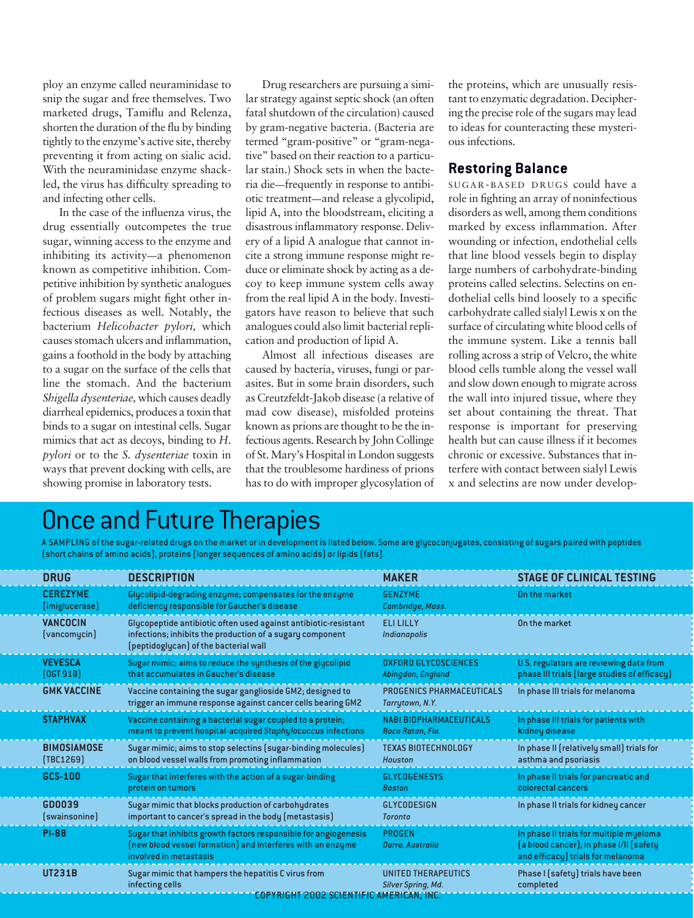ploy an enzyme called neuraminidase to snip the sugar and free themselves. Two marketed drugs, Tamiflu and Relenza, shorten the duration of the flu by binding tightly to the enzyme's active site, thereby preventing it from acting on sialic acid. With the neuraminidase enzyme shackled, the virus has difficulty spreading to and infecting other cells.

In the case of the influenza virus, the drug essentially outcompetes the true sugar, winning access to the enzyme and inhibiting its activity—a phenomenon known as competitive inhibition. Competitive inhibition by synthetic analogues of problem sugars might fight other infectious diseases as well. Notably, the bacterium *Helicobacter pylori,* which causes stomach ulcers and inflammation, gains a foothold in the body by attaching to a sugar on the surface of the cells that line the stomach. And the bacterium *Shigella dysenteriae,* which causes deadly diarrheal epidemics, produces a toxin that binds to a sugar on intestinal cells. Sugar mimics that act as decoys, binding to *H. pylori* or to the *S. dysenteriae* toxin in ways that prevent docking with cells, are showing promise in laboratory tests.

Drug researchers are pursuing a similar strategy against septic shock (an often fatal shutdown of the circulation) caused by gram-negative bacteria. (Bacteria are termed "gram-positive" or "gram-negative" based on their reaction to a particular stain.) Shock sets in when the bacteria die—frequently in response to antibiotic treatment—and release a glycolipid, lipid A, into the bloodstream, eliciting a disastrous inflammatory response. Delivery of a lipid A analogue that cannot incite a strong immune response might reduce or eliminate shock by acting as a decoy to keep immune system cells away from the real lipid A in the body. Investigators have reason to believe that such analogues could also limit bacterial replication and production of lipid A.

Almost all infectious diseases are caused by bacteria, viruses, fungi or parasites. But in some brain disorders, such as Creutzfeldt-Jakob disease (a relative of mad cow disease), misfolded proteins known as prions are thought to be the infectious agents. Research by John Collinge of St. Mary's Hospital in London suggests that the troublesome hardiness of prions has to do with improper glycosylation of the proteins, which are unusually resistant to enzymatic degradation. Deciphering the precise role of the sugars may lead to ideas for counteracting these mysterious infections.

## Restoring Balance

SUGAR-BASED DRUGS could have a role in fighting an array of noninfectious disorders as well, among them conditions marked by excess inflammation. After wounding or infection, endothelial cells that line blood vessels begin to display large numbers of carbohydrate-binding proteins called selectins. Selectins on endothelial cells bind loosely to a specific carbohydrate called sialyl Lewis x on the surface of circulating white blood cells of the immune system. Like a tennis ball rolling across a strip of Velcro, the white blood cells tumble along the vessel wall and slow down enough to migrate across the wall into injured tissue, where they set about containing the threat. That response is important for preserving health but can cause illness if it becomes chronic or excessive. Substances that interfere with contact between sialyl Lewis x and selectins are now under develop-

# Once and Future Therapies

A SAMPLING of the sugar-related drugs on the market or in development is listed below. Some are glycoconjugates, consisting of sugars paired with peptides (short chains of amino acids), proteins (longer sequences of amino acids) or lipids (fats).

| DRUG | DESCRIPTION | MAKER | STAGE OF CLINICAL TESTING |
|---|---|---|---|
| **CEREZYME** (imiglucerase) | Glycolipid-degrading enzyme; compensates for the enzyme deficiency responsible for Gaucher's disease | GENZYME *Cambridge, Mass.* | On the market |
| **VANCOCIN** (vancomycin) | Glycopeptide antibiotic often used against antibiotic-resistant infections; inhibits the production of a sugary component (peptidoglycan) of the bacterial wall | ELI LILLY *Indianapolis* | On the market |
| **VEVESCA** (OGT 918) | Sugar mimic; aims to reduce the synthesis of the glycolipid that accumulates in Gaucher's disease | OXFORD GLYCOSCIENCES *Abingdon, England* | U.S. regulators are reviewing data from phase III trials (large studies of efficacy) |
| **GMK VACCINE** | Vaccine containing the sugar ganglioside GM2; designed to trigger an immune response against cancer cells bearing GM2 | PROGENICS PHARMACEUTICALS *Tarrytown, N.Y.* | In phase III trials for melanoma |
| **STAPHVAX** | Vaccine containing a bacterial sugar coupled to a protein; meant to prevent hospital-acquired *Staphylococcus* infections | NABI BIOPHARMACEUTICALS *Boca Raton, Fla.* | In phase III trials for patients with kidney disease |
| **BIMOSIAMOSE** (TBC1269) | Sugar mimic; aims to stop selectins (sugar-binding molecules) on blood vessel walls from promoting inflammation | TEXAS BIOTECHNOLOGY *Houston* | In phase II (relatively small) trials for asthma and psoriasis |
| **GCS-100** | Sugar that interferes with the action of a sugar-binding protein on tumors | GLYCOGENESYS *Boston* | In phase II trials for pancreatic and colorectal cancers |
| **GD0039** (swainsonine) | Sugar mimic that blocks production of carbohydrates important to cancer's spread in the body (metastasis) | GLYCODESIGN *Toronto* | In phase II trials for kidney cancer |
| **PI-88** | Sugar that inhibits growth factors responsible for angiogenesis (new blood vessel formation) and interferes with an enzyme involved in metastasis | PROGEN *Darra, Australia* | In phase II trials for multiple myeloma (a blood cancer); in phase I/II (safety and efficacy) trials for melanoma |
| **UT231B** | Sugar mimic that hampers the hepatitis C virus from infecting cells | UNITED THERAPEUTICS *Silver Spring, Md.* | Phase I (safety) trials have been completed |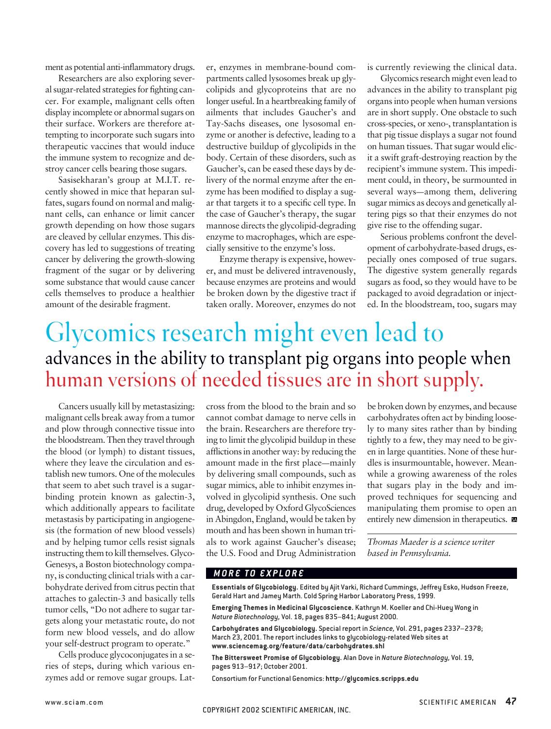ment as potential anti-inflammatory drugs.

Researchers are also exploring several sugar-related strategies for fighting cancer. For example, malignant cells often display incomplete or abnormal sugars on their surface. Workers are therefore attempting to incorporate such sugars into therapeutic vaccines that would induce the immune system to recognize and destroy cancer cells bearing those sugars.

Sasisekharan's group at M.I.T. recently showed in mice that heparan sulfates, sugars found on normal and malignant cells, can enhance or limit cancer growth depending on how those sugars are cleaved by cellular enzymes. This discovery has led to suggestions of treating cancer by delivering the growth-slowing fragment of the sugar or by delivering some substance that would cause cancer cells themselves to produce a healthier amount of the desirable fragment.

Cancers usually kill by metastasizing: malignant cells break away from a tumor and plow through connective tissue into the bloodstream. Then they travel through the blood (or lymph) to distant tissues, where they leave the circulation and establish new tumors. One of the molecules that seem to abet such travel is a sugar-binding protein known as galectin-3, which additionally appears to facilitate metastasis by participating in angiogenesis (the formation of new blood vessels) and by helping tumor cells resist signals instructing them to kill themselves. GlycoGenesys, a Boston biotechnology company, is conducting clinical trials with a carbohydrate derived from citrus pectin that attaches to galectin-3 and basically tells tumor cells, "Do not adhere to sugar targets along your metastatic route, do not form new blood vessels, and do allow your self-destruct program to operate."

Cells produce glycoconjugates in a series of steps, during which various enzymes add or remove sugar groups. Later, enzymes in membrane-bound compartments called lysosomes break up glycolipids and glycoproteins that are no longer useful. In a heartbreaking family of ailments that includes Gaucher's and Tay-Sachs diseases, one lysosomal enzyme or another is defective, leading to a destructive buildup of glycolipids in the body. Certain of these disorders, such as Gaucher's, can be eased these days by delivery of the normal enzyme after the enzyme has been modified to display a sugar that targets it to a specific cell type. In the case of Gaucher's therapy, the sugar mannose directs the glycolipid-degrading enzyme to macrophages, which are especially sensitive to the enzyme's loss.

Enzyme therapy is expensive, however, and must be delivered intravenously, because enzymes are proteins and would be broken down by the digestive tract if taken orally. Moreover, enzymes do not cross from the blood to the brain and so cannot combat damage to nerve cells in the brain. Researchers are therefore trying to limit the glycolipid buildup in these afflictions in another way: by reducing the amount made in the first place—mainly by delivering small compounds, such as sugar mimics, able to inhibit enzymes involved in glycolipid synthesis. One such drug, developed by Oxford GlycoSciences in Abingdon, England, would be taken by mouth and has been shown in human trials to work against Gaucher's disease; the U.S. Food and Drug Administration is currently reviewing the clinical data.

Glycomics research might even lead to advances in the ability to transplant pig organs into people when human versions are in short supply. One obstacle to such cross-species, or xeno-, transplantation is that pig tissue displays a sugar not found on human tissues. That sugar would elicit a swift graft-destroying reaction by the recipient's immune system. This impediment could, in theory, be surmounted in several ways—among them, delivering sugar mimics as decoys and genetically altering pigs so that their enzymes do not give rise to the offending sugar.

Serious problems confront the development of carbohydrate-based drugs, especially ones composed of true sugars. The digestive system generally regards sugars as food, so they would have to be packaged to avoid degradation or injected. In the bloodstream, too, sugars may be broken down by enzymes, and because carbohydrates often act by binding loosely to many sites rather than by binding tightly to a few, they may need to be given in large quantities. None of these hurdles is insurmountable, however. Meanwhile a growing awareness of the roles that sugars play in the body and improved techniques for sequencing and manipulating them promise to open an entirely new dimension in therapeutics.

> Glycomics research might even lead to advances in the ability to transplant pig organs into people when human versions of needed tissues are in short supply.

*Thomas Maeder is a science writer based in Pennsylvania.*

## MORE TO EXPLORE

**Essentials of Glycobiology.** Edited by Ajit Varki, Richard Cummings, Jeffrey Esko, Hudson Freeze, Gerald Hart and Jamey Marth. Cold Spring Harbor Laboratory Press, 1999.

**Emerging Themes in Medicinal Glycoscience.** Kathryn M. Koeller and Chi-Huey Wong in *Nature Biotechnology,* Vol. 18, pages 835–841; August 2000.

**Carbohydrates and Glycobiology.** Special report in *Science,* Vol. 291, pages 2337–2378; March 23, 2001. The report includes links to glycobiology-related Web sites at **www.sciencemag.org/feature/data/carbohydrates.shl**

**The Bittersweet Promise of Glycobiology.** Alan Dove in *Nature Biotechnology,* Vol. 19, pages 913–917; October 2001.

Consortium for Functional Genomics: **http://glycomics.scripps.edu**